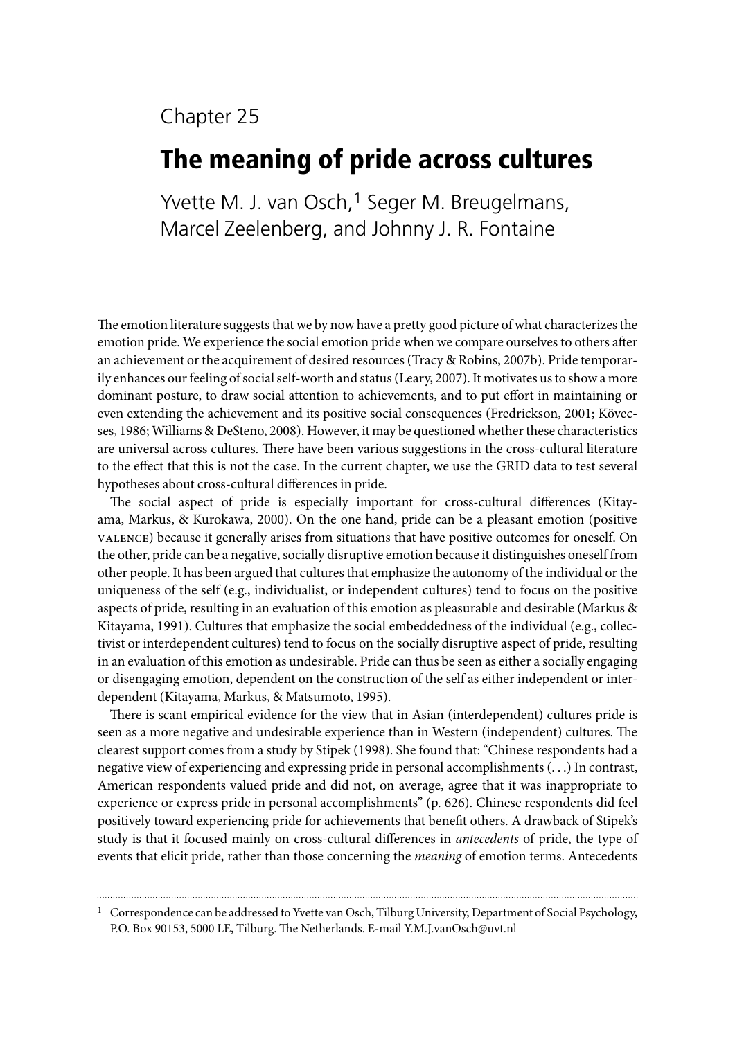Chapter 25

# The meaning of pride across cultures

Yvette M. J. van Osch,[1] Seger M. Breugelmans, Marcel Zeelenberg, and Johnny J. R. Fontaine

The emotion literature suggests that we by now have a pretty good picture of what characterizes the emotion pride. We experience the social emotion pride when we compare ourselves to others after an achievement or the acquirement of desired resources (Tracy & Robins, 2007b). Pride temporarily enhances our feeling of social self-worth and status (Leary, 2007). It motivates us to show a more dominant posture, to draw social attention to achievements, and to put effort in maintaining or even extending the achievement and its positive social consequences (Fredrickson, 2001; Kövecses, 1986; Williams & DeSteno, 2008). However, it may be questioned whether these characteristics are universal across cultures. There have been various suggestions in the cross-cultural literature to the effect that this is not the case. In the current chapter, we use the GRID data to test several hypotheses about cross-cultural differences in pride.

The social aspect of pride is especially important for cross-cultural differences (Kitayama, Markus, & Kurokawa, 2000). On the one hand, pride can be a pleasant emotion (positive VALENCE) because it generally arises from situations that have positive outcomes for oneself. On the other, pride can be a negative, socially disruptive emotion because it distinguishes oneself from other people. It has been argued that cultures that emphasize the autonomy of the individual or the uniqueness of the self (e.g., individualist, or independent cultures) tend to focus on the positive aspects of pride, resulting in an evaluation of this emotion as pleasurable and desirable (Markus & Kitayama, 1991). Cultures that emphasize the social embeddedness of the individual (e.g., collectivist or interdependent cultures) tend to focus on the socially disruptive aspect of pride, resulting in an evaluation of this emotion as undesirable. Pride can thus be seen as either a socially engaging or disengaging emotion, dependent on the construction of the self as either independent or interdependent (Kitayama, Markus, & Matsumoto, 1995).

There is scant empirical evidence for the view that in Asian (interdependent) cultures pride is seen as a more negative and undesirable experience than in Western (independent) cultures. The clearest support comes from a study by Stipek (1998). She found that: "Chinese respondents had a negative view of experiencing and expressing pride in personal accomplishments (. . .) In contrast, American respondents valued pride and did not, on average, agree that it was inappropriate to experience or express pride in personal accomplishments" (p. 626). Chinese respondents did feel positively toward experiencing pride for achievements that benefit others. A drawback of Stipek's study is that it focused mainly on cross-cultural differences in *antecedents* of pride, the type of events that elicit pride, rather than those concerning the *meaning* of emotion terms. Antecedents

---

[1] Correspondence can be addressed to Yvette van Osch, Tilburg University, Department of Social Psychology, P.O. Box 90153, 5000 LE, Tilburg. The Netherlands. E-mail Y.M.J.vanOsch@uvt.nl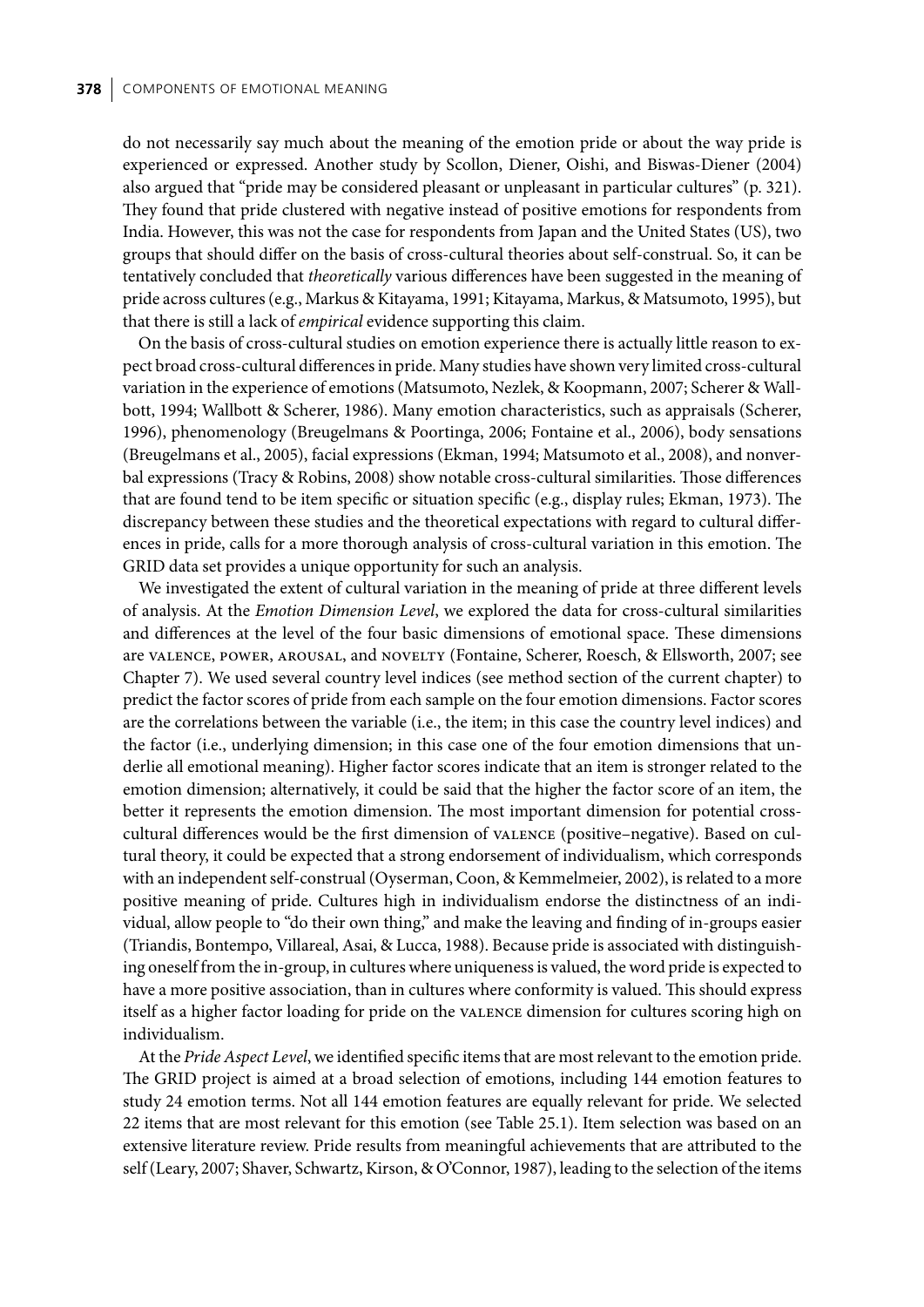do not necessarily say much about the meaning of the emotion pride or about the way pride is experienced or expressed. Another study by Scollon, Diener, Oishi, and Biswas-Diener (2004) also argued that "pride may be considered pleasant or unpleasant in particular cultures" (p. 321). They found that pride clustered with negative instead of positive emotions for respondents from India. However, this was not the case for respondents from Japan and the United States (US), two groups that should differ on the basis of cross-cultural theories about self-construal. So, it can be tentatively concluded that *theoretically* various differences have been suggested in the meaning of pride across cultures (e.g., Markus & Kitayama, 1991; Kitayama, Markus, & Matsumoto, 1995), but that there is still a lack of *empirical* evidence supporting this claim.

On the basis of cross-cultural studies on emotion experience there is actually little reason to expect broad cross-cultural differences in pride. Many studies have shown very limited cross-cultural variation in the experience of emotions (Matsumoto, Nezlek, & Koopmann, 2007; Scherer & Wallbott, 1994; Wallbott & Scherer, 1986). Many emotion characteristics, such as appraisals (Scherer, 1996), phenomenology (Breugelmans & Poortinga, 2006; Fontaine et al., 2006), body sensations (Breugelmans et al., 2005), facial expressions (Ekman, 1994; Matsumoto et al., 2008), and nonverbal expressions (Tracy & Robins, 2008) show notable cross-cultural similarities. Those differences that are found tend to be item specific or situation specific (e.g., display rules; Ekman, 1973). The discrepancy between these studies and the theoretical expectations with regard to cultural differences in pride, calls for a more thorough analysis of cross-cultural variation in this emotion. The GRID data set provides a unique opportunity for such an analysis.

We investigated the extent of cultural variation in the meaning of pride at three different levels of analysis. At the *Emotion Dimension Level*, we explored the data for cross-cultural similarities and differences at the level of the four basic dimensions of emotional space. These dimensions are VALENCE, POWER, AROUSAL, and NOVELTY (Fontaine, Scherer, Roesch, & Ellsworth, 2007; see Chapter 7). We used several country level indices (see method section of the current chapter) to predict the factor scores of pride from each sample on the four emotion dimensions. Factor scores are the correlations between the variable (i.e., the item; in this case the country level indices) and the factor (i.e., underlying dimension; in this case one of the four emotion dimensions that underlie all emotional meaning). Higher factor scores indicate that an item is stronger related to the emotion dimension; alternatively, it could be said that the higher the factor score of an item, the better it represents the emotion dimension. The most important dimension for potential cross-cultural differences would be the first dimension of VALENCE (positive–negative). Based on cultural theory, it could be expected that a strong endorsement of individualism, which corresponds with an independent self-construal (Oyserman, Coon, & Kemmelmeier, 2002), is related to a more positive meaning of pride. Cultures high in individualism endorse the distinctness of an individual, allow people to "do their own thing," and make the leaving and finding of in-groups easier (Triandis, Bontempo, Villareal, Asai, & Lucca, 1988). Because pride is associated with distinguishing oneself from the in-group, in cultures where uniqueness is valued, the word pride is expected to have a more positive association, than in cultures where conformity is valued. This should express itself as a higher factor loading for pride on the VALENCE dimension for cultures scoring high on individualism.

At the *Pride Aspect Level*, we identified specific items that are most relevant to the emotion pride. The GRID project is aimed at a broad selection of emotions, including 144 emotion features to study 24 emotion terms. Not all 144 emotion features are equally relevant for pride. We selected 22 items that are most relevant for this emotion (see Table 25.1). Item selection was based on an extensive literature review. Pride results from meaningful achievements that are attributed to the self (Leary, 2007; Shaver, Schwartz, Kirson, & O'Connor, 1987), leading to the selection of the items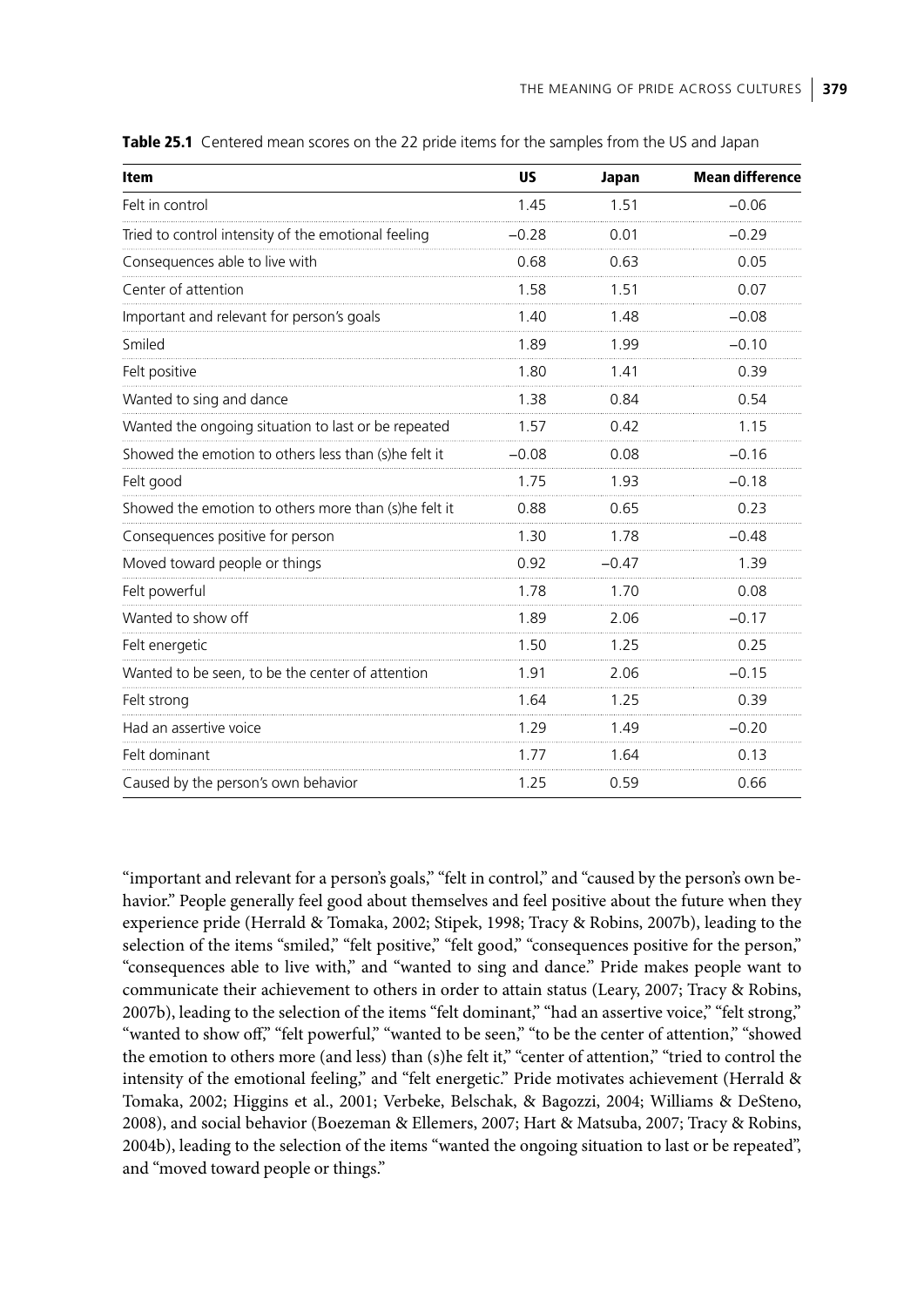**Table 25.1** Centered mean scores on the 22 pride items for the samples from the US and Japan

| Item | US | Japan | Mean difference |
|---|---|---|---|
| Felt in control | 1.45 | 1.51 | −0.06 |
| Tried to control intensity of the emotional feeling | −0.28 | 0.01 | −0.29 |
| Consequences able to live with | 0.68 | 0.63 | 0.05 |
| Center of attention | 1.58 | 1.51 | 0.07 |
| Important and relevant for person's goals | 1.40 | 1.48 | −0.08 |
| Smiled | 1.89 | 1.99 | −0.10 |
| Felt positive | 1.80 | 1.41 | 0.39 |
| Wanted to sing and dance | 1.38 | 0.84 | 0.54 |
| Wanted the ongoing situation to last or be repeated | 1.57 | 0.42 | 1.15 |
| Showed the emotion to others less than (s)he felt it | −0.08 | 0.08 | −0.16 |
| Felt good | 1.75 | 1.93 | −0.18 |
| Showed the emotion to others more than (s)he felt it | 0.88 | 0.65 | 0.23 |
| Consequences positive for person | 1.30 | 1.78 | −0.48 |
| Moved toward people or things | 0.92 | −0.47 | 1.39 |
| Felt powerful | 1.78 | 1.70 | 0.08 |
| Wanted to show off | 1.89 | 2.06 | −0.17 |
| Felt energetic | 1.50 | 1.25 | 0.25 |
| Wanted to be seen, to be the center of attention | 1.91 | 2.06 | −0.15 |
| Felt strong | 1.64 | 1.25 | 0.39 |
| Had an assertive voice | 1.29 | 1.49 | −0.20 |
| Felt dominant | 1.77 | 1.64 | 0.13 |
| Caused by the person's own behavior | 1.25 | 0.59 | 0.66 |

"important and relevant for a person's goals," "felt in control," and "caused by the person's own behavior." People generally feel good about themselves and feel positive about the future when they experience pride (Herrald & Tomaka, 2002; Stipek, 1998; Tracy & Robins, 2007b), leading to the selection of the items "smiled," "felt positive," "felt good," "consequences positive for the person," "consequences able to live with," and "wanted to sing and dance." Pride makes people want to communicate their achievement to others in order to attain status (Leary, 2007; Tracy & Robins, 2007b), leading to the selection of the items "felt dominant," "had an assertive voice," "felt strong," "wanted to show off," "felt powerful," "wanted to be seen," "to be the center of attention," "showed the emotion to others more (and less) than (s)he felt it," "center of attention," "tried to control the intensity of the emotional feeling," and "felt energetic." Pride motivates achievement (Herrald & Tomaka, 2002; Higgins et al., 2001; Verbeke, Belschak, & Bagozzi, 2004; Williams & DeSteno, 2008), and social behavior (Boezeman & Ellemers, 2007; Hart & Matsuba, 2007; Tracy & Robins, 2004b), leading to the selection of the items "wanted the ongoing situation to last or be repeated", and "moved toward people or things."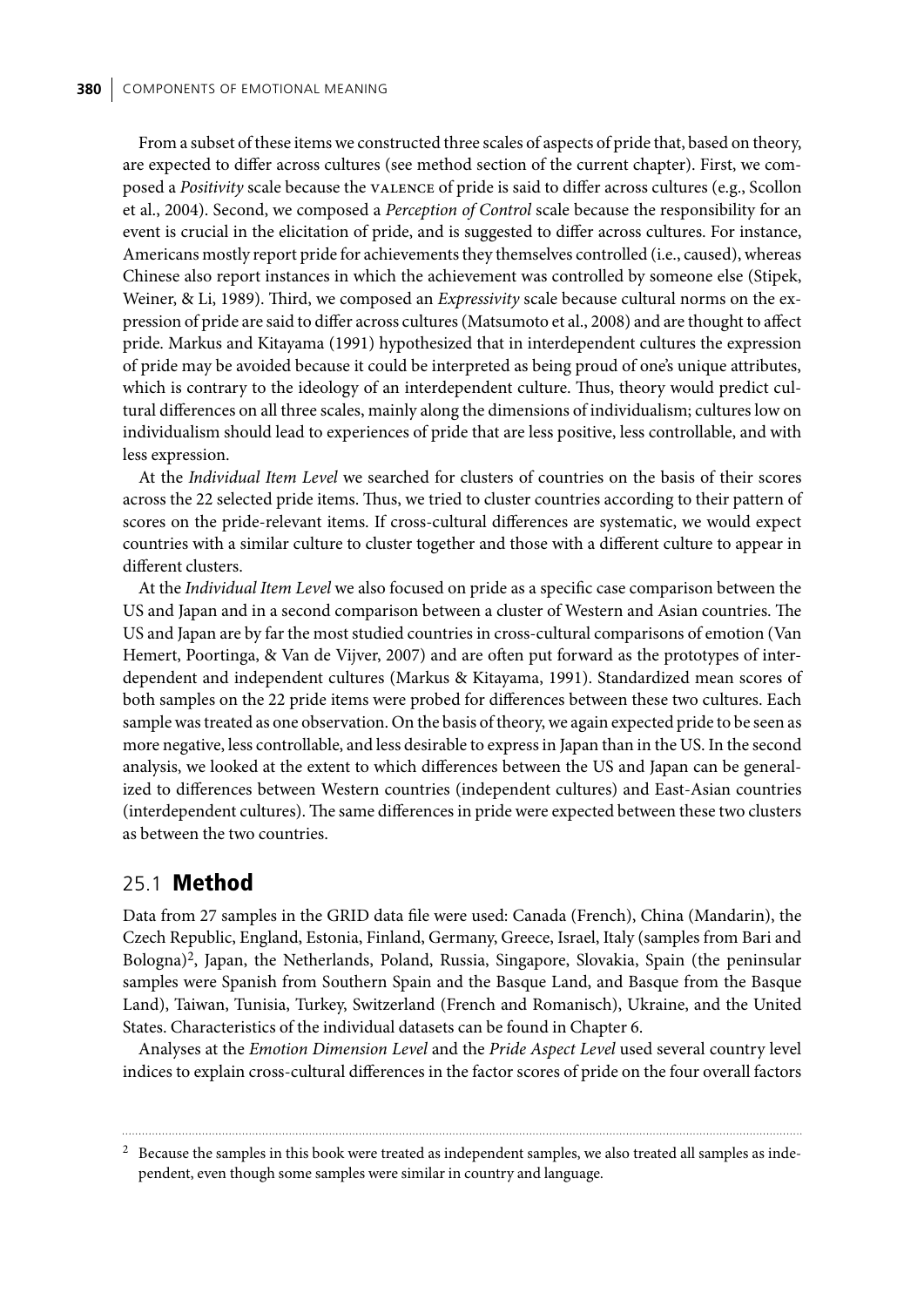From a subset of these items we constructed three scales of aspects of pride that, based on theory, are expected to differ across cultures (see method section of the current chapter). First, we composed a *Positivity* scale because the VALENCE of pride is said to differ across cultures (e.g., Scollon et al., 2004). Second, we composed a *Perception of Control* scale because the responsibility for an event is crucial in the elicitation of pride, and is suggested to differ across cultures. For instance, Americans mostly report pride for achievements they themselves controlled (i.e., caused), whereas Chinese also report instances in which the achievement was controlled by someone else (Stipek, Weiner, & Li, 1989). Third, we composed an *Expressivity* scale because cultural norms on the expression of pride are said to differ across cultures (Matsumoto et al., 2008) and are thought to affect pride. Markus and Kitayama (1991) hypothesized that in interdependent cultures the expression of pride may be avoided because it could be interpreted as being proud of one's unique attributes, which is contrary to the ideology of an interdependent culture. Thus, theory would predict cultural differences on all three scales, mainly along the dimensions of individualism; cultures low on individualism should lead to experiences of pride that are less positive, less controllable, and with less expression.

At the *Individual Item Level* we searched for clusters of countries on the basis of their scores across the 22 selected pride items. Thus, we tried to cluster countries according to their pattern of scores on the pride-relevant items. If cross-cultural differences are systematic, we would expect countries with a similar culture to cluster together and those with a different culture to appear in different clusters.

At the *Individual Item Level* we also focused on pride as a specific case comparison between the US and Japan and in a second comparison between a cluster of Western and Asian countries. The US and Japan are by far the most studied countries in cross-cultural comparisons of emotion (Van Hemert, Poortinga, & Van de Vijver, 2007) and are often put forward as the prototypes of interdependent and independent cultures (Markus & Kitayama, 1991). Standardized mean scores of both samples on the 22 pride items were probed for differences between these two cultures. Each sample was treated as one observation. On the basis of theory, we again expected pride to be seen as more negative, less controllable, and less desirable to express in Japan than in the US. In the second analysis, we looked at the extent to which differences between the US and Japan can be generalized to differences between Western countries (independent cultures) and East-Asian countries (interdependent cultures). The same differences in pride were expected between these two clusters as between the two countries.

## 25.1 Method

Data from 27 samples in the GRID data file were used: Canada (French), China (Mandarin), the Czech Republic, England, Estonia, Finland, Germany, Greece, Israel, Italy (samples from Bari and Bologna)[2], Japan, the Netherlands, Poland, Russia, Singapore, Slovakia, Spain (the peninsular samples were Spanish from Southern Spain and the Basque Land, and Basque from the Basque Land), Taiwan, Tunisia, Turkey, Switzerland (French and Romanisch), Ukraine, and the United States. Characteristics of the individual datasets can be found in Chapter 6.

Analyses at the *Emotion Dimension Level* and the *Pride Aspect Level* used several country level indices to explain cross-cultural differences in the factor scores of pride on the four overall factors

[2] Because the samples in this book were treated as independent samples, we also treated all samples as independent, even though some samples were similar in country and language.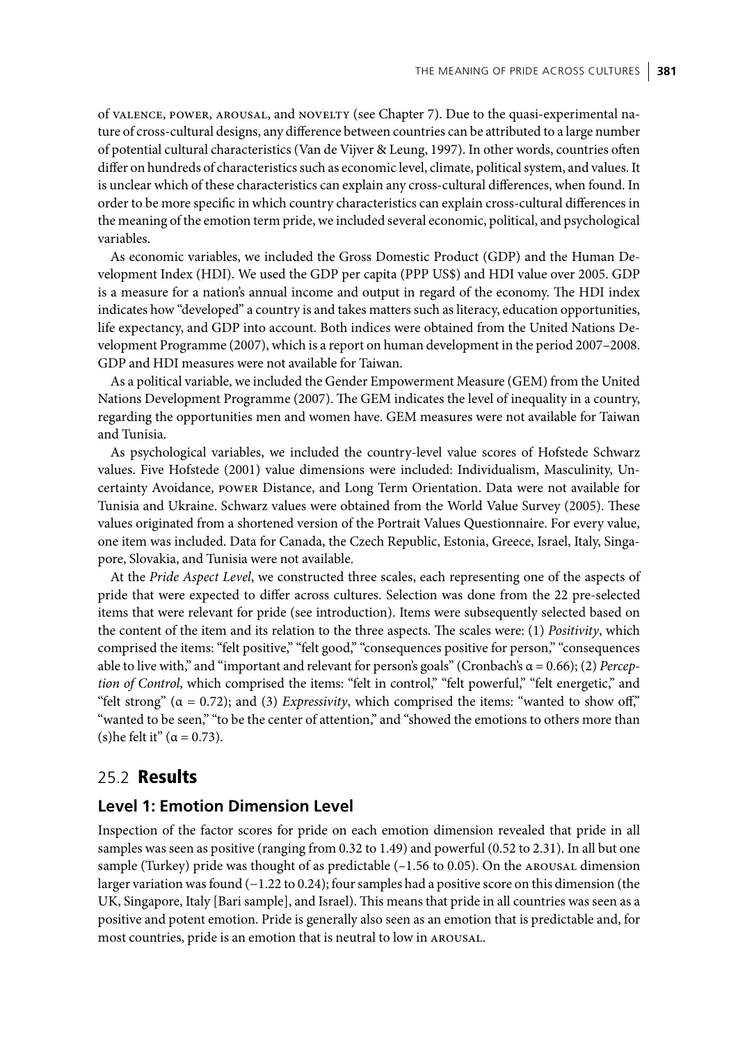of VALENCE, POWER, AROUSAL, and NOVELTY (see Chapter 7). Due to the quasi-experimental nature of cross-cultural designs, any difference between countries can be attributed to a large number of potential cultural characteristics (Van de Vijver & Leung, 1997). In other words, countries often differ on hundreds of characteristics such as economic level, climate, political system, and values. It is unclear which of these characteristics can explain any cross-cultural differences, when found. In order to be more specific in which country characteristics can explain cross-cultural differences in the meaning of the emotion term pride, we included several economic, political, and psychological variables.

As economic variables, we included the Gross Domestic Product (GDP) and the Human Development Index (HDI). We used the GDP per capita (PPP US$) and HDI value over 2005. GDP is a measure for a nation's annual income and output in regard of the economy. The HDI index indicates how "developed" a country is and takes matters such as literacy, education opportunities, life expectancy, and GDP into account. Both indices were obtained from the United Nations Development Programme (2007), which is a report on human development in the period 2007–2008. GDP and HDI measures were not available for Taiwan.

As a political variable, we included the Gender Empowerment Measure (GEM) from the United Nations Development Programme (2007). The GEM indicates the level of inequality in a country, regarding the opportunities men and women have. GEM measures were not available for Taiwan and Tunisia.

As psychological variables, we included the country-level value scores of Hofstede Schwarz values. Five Hofstede (2001) value dimensions were included: Individualism, Masculinity, Uncertainty Avoidance, POWER Distance, and Long Term Orientation. Data were not available for Tunisia and Ukraine. Schwarz values were obtained from the World Value Survey (2005). These values originated from a shortened version of the Portrait Values Questionnaire. For every value, one item was included. Data for Canada, the Czech Republic, Estonia, Greece, Israel, Italy, Singapore, Slovakia, and Tunisia were not available.

At the *Pride Aspect Level*, we constructed three scales, each representing one of the aspects of pride that were expected to differ across cultures. Selection was done from the 22 pre-selected items that were relevant for pride (see introduction). Items were subsequently selected based on the content of the item and its relation to the three aspects. The scales were: (1) *Positivity*, which comprised the items: "felt positive," "felt good," "consequences positive for person," "consequences able to live with," and "important and relevant for person's goals" (Cronbach's $\alpha = 0.66$); (2) *Perception of Control*, which comprised the items: "felt in control," "felt powerful," "felt energetic," and "felt strong" ($\alpha = 0.72$); and (3) *Expressivity*, which comprised the items: "wanted to show off," "wanted to be seen," "to be the center of attention," and "showed the emotions to others more than (s)he felt it" ($\alpha = 0.73$).

## 25.2 Results

### Level 1: Emotion Dimension Level

Inspection of the factor scores for pride on each emotion dimension revealed that pride in all samples was seen as positive (ranging from 0.32 to 1.49) and powerful (0.52 to 2.31). In all but one sample (Turkey) pride was thought of as predictable (–1.56 to 0.05). On the AROUSAL dimension larger variation was found (−1.22 to 0.24); four samples had a positive score on this dimension (the UK, Singapore, Italy [Bari sample], and Israel). This means that pride in all countries was seen as a positive and potent emotion. Pride is generally also seen as an emotion that is predictable and, for most countries, pride is an emotion that is neutral to low in AROUSAL.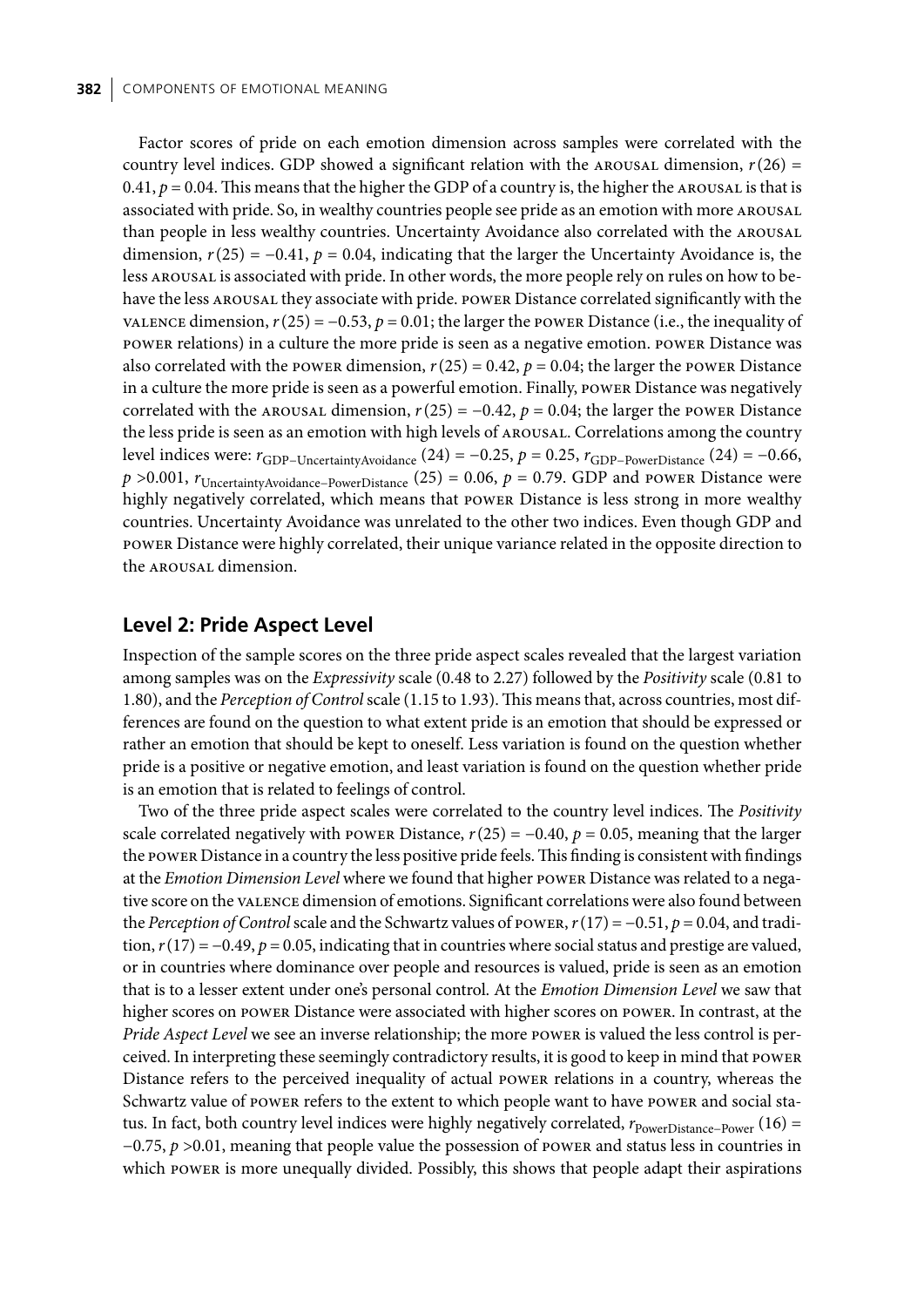Factor scores of pride on each emotion dimension across samples were correlated with the country level indices. GDP showed a significant relation with the AROUSAL dimension, $r(26) = 0.41$, $p = 0.04$. This means that the higher the GDP of a country is, the higher the AROUSAL is that is associated with pride. So, in wealthy countries people see pride as an emotion with more AROUSAL than people in less wealthy countries. Uncertainty Avoidance also correlated with the AROUSAL dimension, $r(25) = -0.41$, $p = 0.04$, indicating that the larger the Uncertainty Avoidance is, the less AROUSAL is associated with pride. In other words, the more people rely on rules on how to behave the less AROUSAL they associate with pride. POWER Distance correlated significantly with the VALENCE dimension, $r(25) = -0.53$, $p = 0.01$; the larger the POWER Distance (i.e., the inequality of POWER relations) in a culture the more pride is seen as a negative emotion. POWER Distance was also correlated with the POWER dimension, $r(25) = 0.42$, $p = 0.04$; the larger the POWER Distance in a culture the more pride is seen as a powerful emotion. Finally, POWER Distance was negatively correlated with the AROUSAL dimension, $r(25) = -0.42$, $p = 0.04$; the larger the POWER Distance the less pride is seen as an emotion with high levels of AROUSAL. Correlations among the country level indices were: $r_{GDP-UncertaintyAvoidance}(24) = -0.25$, $p = 0.25$, $r_{GDP-PowerDistance}(24) = -0.66$, $p > 0.001$, $r_{UncertaintyAvoidance-PowerDistance}(25) = 0.06$, $p = 0.79$. GDP and POWER Distance were highly negatively correlated, which means that POWER Distance is less strong in more wealthy countries. Uncertainty Avoidance was unrelated to the other two indices. Even though GDP and POWER Distance were highly correlated, their unique variance related in the opposite direction to the AROUSAL dimension.

## Level 2: Pride Aspect Level

Inspection of the sample scores on the three pride aspect scales revealed that the largest variation among samples was on the *Expressivity* scale (0.48 to 2.27) followed by the *Positivity* scale (0.81 to 1.80), and the *Perception of Control* scale (1.15 to 1.93). This means that, across countries, most differences are found on the question to what extent pride is an emotion that should be expressed or rather an emotion that should be kept to oneself. Less variation is found on the question whether pride is a positive or negative emotion, and least variation is found on the question whether pride is an emotion that is related to feelings of control.

Two of the three pride aspect scales were correlated to the country level indices. The *Positivity* scale correlated negatively with POWER Distance, $r(25) = -0.40$, $p = 0.05$, meaning that the larger the POWER Distance in a country the less positive pride feels. This finding is consistent with findings at the *Emotion Dimension Level* where we found that higher POWER Distance was related to a negative score on the VALENCE dimension of emotions. Significant correlations were also found between the *Perception of Control* scale and the Schwartz values of POWER, $r(17) = -0.51$, $p = 0.04$, and tradition, $r(17) = -0.49$, $p = 0.05$, indicating that in countries where social status and prestige are valued, or in countries where dominance over people and resources is valued, pride is seen as an emotion that is to a lesser extent under one's personal control. At the *Emotion Dimension Level* we saw that higher scores on POWER Distance were associated with higher scores on POWER. In contrast, at the *Pride Aspect Level* we see an inverse relationship; the more POWER is valued the less control is perceived. In interpreting these seemingly contradictory results, it is good to keep in mind that POWER Distance refers to the perceived inequality of actual POWER relations in a country, whereas the Schwartz value of POWER refers to the extent to which people want to have POWER and social status. In fact, both country level indices were highly negatively correlated, $r_{PowerDistance-Power}(16) = -0.75$, $p > 0.01$, meaning that people value the possession of POWER and status less in countries in which POWER is more unequally divided. Possibly, this shows that people adapt their aspirations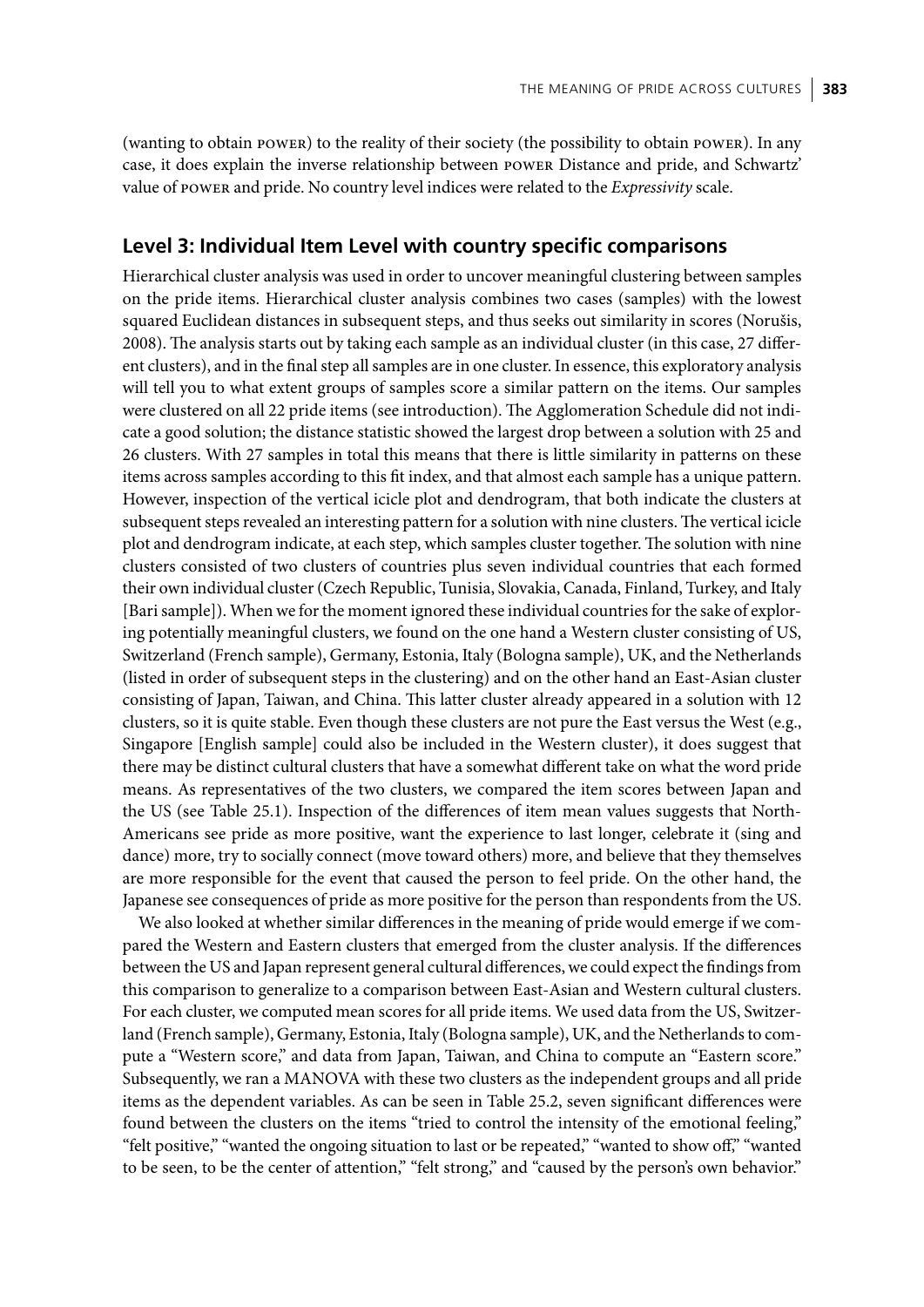(wanting to obtain POWER) to the reality of their society (the possibility to obtain POWER). In any case, it does explain the inverse relationship between POWER Distance and pride, and Schwartz' value of POWER and pride. No country level indices were related to the *Expressivity* scale.

## Level 3: Individual Item Level with country specific comparisons

Hierarchical cluster analysis was used in order to uncover meaningful clustering between samples on the pride items. Hierarchical cluster analysis combines two cases (samples) with the lowest squared Euclidean distances in subsequent steps, and thus seeks out similarity in scores (Norušis, 2008). The analysis starts out by taking each sample as an individual cluster (in this case, 27 different clusters), and in the final step all samples are in one cluster. In essence, this exploratory analysis will tell you to what extent groups of samples score a similar pattern on the items. Our samples were clustered on all 22 pride items (see introduction). The Agglomeration Schedule did not indicate a good solution; the distance statistic showed the largest drop between a solution with 25 and 26 clusters. With 27 samples in total this means that there is little similarity in patterns on these items across samples according to this fit index, and that almost each sample has a unique pattern. However, inspection of the vertical icicle plot and dendrogram, that both indicate the clusters at subsequent steps revealed an interesting pattern for a solution with nine clusters. The vertical icicle plot and dendrogram indicate, at each step, which samples cluster together. The solution with nine clusters consisted of two clusters of countries plus seven individual countries that each formed their own individual cluster (Czech Republic, Tunisia, Slovakia, Canada, Finland, Turkey, and Italy [Bari sample]). When we for the moment ignored these individual countries for the sake of exploring potentially meaningful clusters, we found on the one hand a Western cluster consisting of US, Switzerland (French sample), Germany, Estonia, Italy (Bologna sample), UK, and the Netherlands (listed in order of subsequent steps in the clustering) and on the other hand an East-Asian cluster consisting of Japan, Taiwan, and China. This latter cluster already appeared in a solution with 12 clusters, so it is quite stable. Even though these clusters are not pure the East versus the West (e.g., Singapore [English sample] could also be included in the Western cluster), it does suggest that there may be distinct cultural clusters that have a somewhat different take on what the word pride means. As representatives of the two clusters, we compared the item scores between Japan and the US (see Table 25.1). Inspection of the differences of item mean values suggests that North-Americans see pride as more positive, want the experience to last longer, celebrate it (sing and dance) more, try to socially connect (move toward others) more, and believe that they themselves are more responsible for the event that caused the person to feel pride. On the other hand, the Japanese see consequences of pride as more positive for the person than respondents from the US.

We also looked at whether similar differences in the meaning of pride would emerge if we compared the Western and Eastern clusters that emerged from the cluster analysis. If the differences between the US and Japan represent general cultural differences, we could expect the findings from this comparison to generalize to a comparison between East-Asian and Western cultural clusters. For each cluster, we computed mean scores for all pride items. We used data from the US, Switzerland (French sample), Germany, Estonia, Italy (Bologna sample), UK, and the Netherlands to compute a "Western score," and data from Japan, Taiwan, and China to compute an "Eastern score." Subsequently, we ran a MANOVA with these two clusters as the independent groups and all pride items as the dependent variables. As can be seen in Table 25.2, seven significant differences were found between the clusters on the items "tried to control the intensity of the emotional feeling," "felt positive," "wanted the ongoing situation to last or be repeated," "wanted to show off," "wanted to be seen, to be the center of attention," "felt strong," and "caused by the person's own behavior."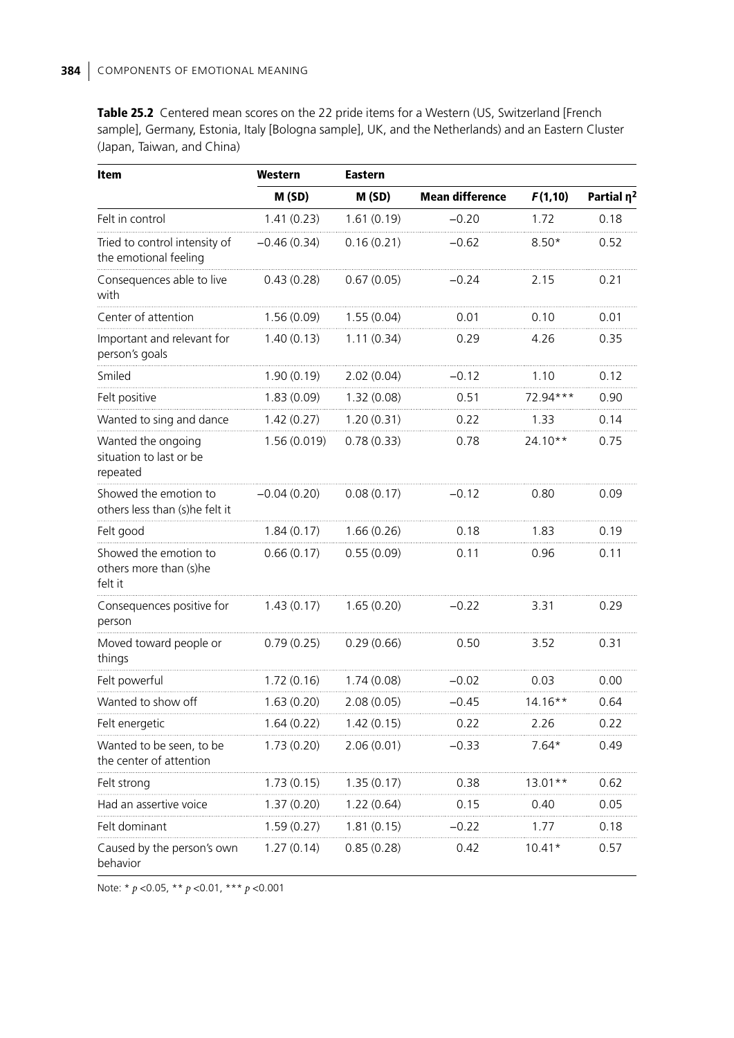**Table 25.2** Centered mean scores on the 22 pride items for a Western (US, Switzerland [French sample], Germany, Estonia, Italy [Bologna sample], UK, and the Netherlands) and an Eastern Cluster (Japan, Taiwan, and China)

| Item | Western | Eastern | | | |
|---|---|---|---|---|---|
| | M (SD) | M (SD) | Mean difference | $F(1,10)$ | Partial $\eta^2$ |
| Felt in control | 1.41 (0.23) | 1.61 (0.19) | −0.20 | 1.72 | 0.18 |
| Tried to control intensity of the emotional feeling | −0.46 (0.34) | 0.16 (0.21) | −0.62 | 8.50* | 0.52 |
| Consequences able to live with | 0.43 (0.28) | 0.67 (0.05) | −0.24 | 2.15 | 0.21 |
| Center of attention | 1.56 (0.09) | 1.55 (0.04) | 0.01 | 0.10 | 0.01 |
| Important and relevant for person's goals | 1.40 (0.13) | 1.11 (0.34) | 0.29 | 4.26 | 0.35 |
| Smiled | 1.90 (0.19) | 2.02 (0.04) | −0.12 | 1.10 | 0.12 |
| Felt positive | 1.83 (0.09) | 1.32 (0.08) | 0.51 | 72.94*** | 0.90 |
| Wanted to sing and dance | 1.42 (0.27) | 1.20 (0.31) | 0.22 | 1.33 | 0.14 |
| Wanted the ongoing situation to last or be repeated | 1.56 (0.019) | 0.78 (0.33) | 0.78 | 24.10** | 0.75 |
| Showed the emotion to others less than (s)he felt it | −0.04 (0.20) | 0.08 (0.17) | −0.12 | 0.80 | 0.09 |
| Felt good | 1.84 (0.17) | 1.66 (0.26) | 0.18 | 1.83 | 0.19 |
| Showed the emotion to others more than (s)he felt it | 0.66 (0.17) | 0.55 (0.09) | 0.11 | 0.96 | 0.11 |
| Consequences positive for person | 1.43 (0.17) | 1.65 (0.20) | −0.22 | 3.31 | 0.29 |
| Moved toward people or things | 0.79 (0.25) | 0.29 (0.66) | 0.50 | 3.52 | 0.31 |
| Felt powerful | 1.72 (0.16) | 1.74 (0.08) | −0.02 | 0.03 | 0.00 |
| Wanted to show off | 1.63 (0.20) | 2.08 (0.05) | −0.45 | 14.16** | 0.64 |
| Felt energetic | 1.64 (0.22) | 1.42 (0.15) | 0.22 | 2.26 | 0.22 |
| Wanted to be seen, to be the center of attention | 1.73 (0.20) | 2.06 (0.01) | −0.33 | 7.64* | 0.49 |
| Felt strong | 1.73 (0.15) | 1.35 (0.17) | 0.38 | 13.01** | 0.62 |
| Had an assertive voice | 1.37 (0.20) | 1.22 (0.64) | 0.15 | 0.40 | 0.05 |
| Felt dominant | 1.59 (0.27) | 1.81 (0.15) | −0.22 | 1.77 | 0.18 |
| Caused by the person's own behavior | 1.27 (0.14) | 0.85 (0.28) | 0.42 | 10.41* | 0.57 |

Note: * $p$ <0.05, ** $p$ <0.01, *** $p$ <0.001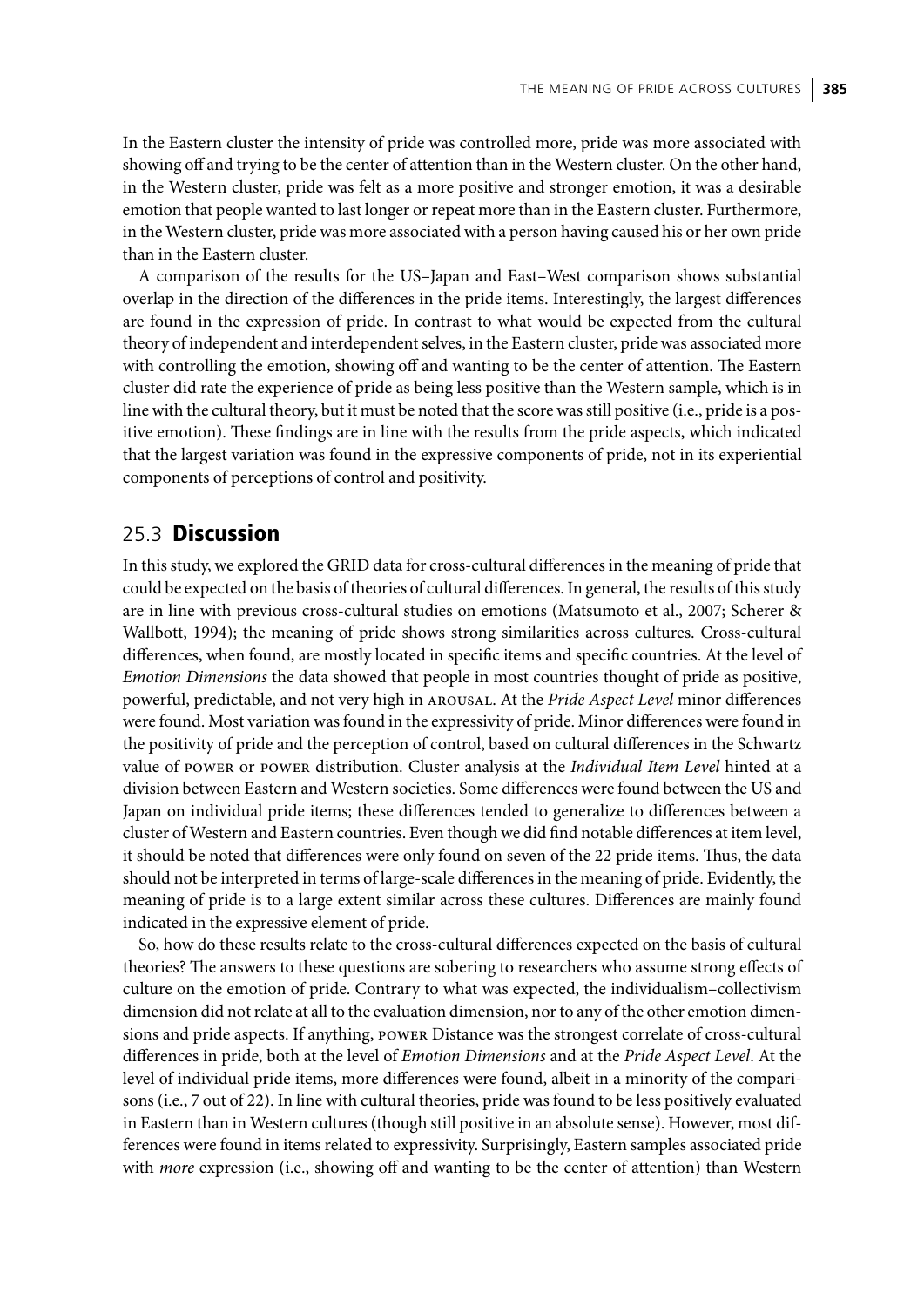In the Eastern cluster the intensity of pride was controlled more, pride was more associated with showing off and trying to be the center of attention than in the Western cluster. On the other hand, in the Western cluster, pride was felt as a more positive and stronger emotion, it was a desirable emotion that people wanted to last longer or repeat more than in the Eastern cluster. Furthermore, in the Western cluster, pride was more associated with a person having caused his or her own pride than in the Eastern cluster.

A comparison of the results for the US–Japan and East–West comparison shows substantial overlap in the direction of the differences in the pride items. Interestingly, the largest differences are found in the expression of pride. In contrast to what would be expected from the cultural theory of independent and interdependent selves, in the Eastern cluster, pride was associated more with controlling the emotion, showing off and wanting to be the center of attention. The Eastern cluster did rate the experience of pride as being less positive than the Western sample, which is in line with the cultural theory, but it must be noted that the score was still positive (i.e., pride is a positive emotion). These findings are in line with the results from the pride aspects, which indicated that the largest variation was found in the expressive components of pride, not in its experiential components of perceptions of control and positivity.

## 25.3 Discussion

In this study, we explored the GRID data for cross-cultural differences in the meaning of pride that could be expected on the basis of theories of cultural differences. In general, the results of this study are in line with previous cross-cultural studies on emotions (Matsumoto et al., 2007; Scherer & Wallbott, 1994); the meaning of pride shows strong similarities across cultures. Cross-cultural differences, when found, are mostly located in specific items and specific countries. At the level of *Emotion Dimensions* the data showed that people in most countries thought of pride as positive, powerful, predictable, and not very high in AROUSAL. At the *Pride Aspect Level* minor differences were found. Most variation was found in the expressivity of pride. Minor differences were found in the positivity of pride and the perception of control, based on cultural differences in the Schwartz value of POWER or POWER distribution. Cluster analysis at the *Individual Item Level* hinted at a division between Eastern and Western societies. Some differences were found between the US and Japan on individual pride items; these differences tended to generalize to differences between a cluster of Western and Eastern countries. Even though we did find notable differences at item level, it should be noted that differences were only found on seven of the 22 pride items. Thus, the data should not be interpreted in terms of large-scale differences in the meaning of pride. Evidently, the meaning of pride is to a large extent similar across these cultures. Differences are mainly found indicated in the expressive element of pride.

So, how do these results relate to the cross-cultural differences expected on the basis of cultural theories? The answers to these questions are sobering to researchers who assume strong effects of culture on the emotion of pride. Contrary to what was expected, the individualism–collectivism dimension did not relate at all to the evaluation dimension, nor to any of the other emotion dimensions and pride aspects. If anything, POWER Distance was the strongest correlate of cross-cultural differences in pride, both at the level of *Emotion Dimensions* and at the *Pride Aspect Level*. At the level of individual pride items, more differences were found, albeit in a minority of the comparisons (i.e., 7 out of 22). In line with cultural theories, pride was found to be less positively evaluated in Eastern than in Western cultures (though still positive in an absolute sense). However, most differences were found in items related to expressivity. Surprisingly, Eastern samples associated pride with *more* expression (i.e., showing off and wanting to be the center of attention) than Western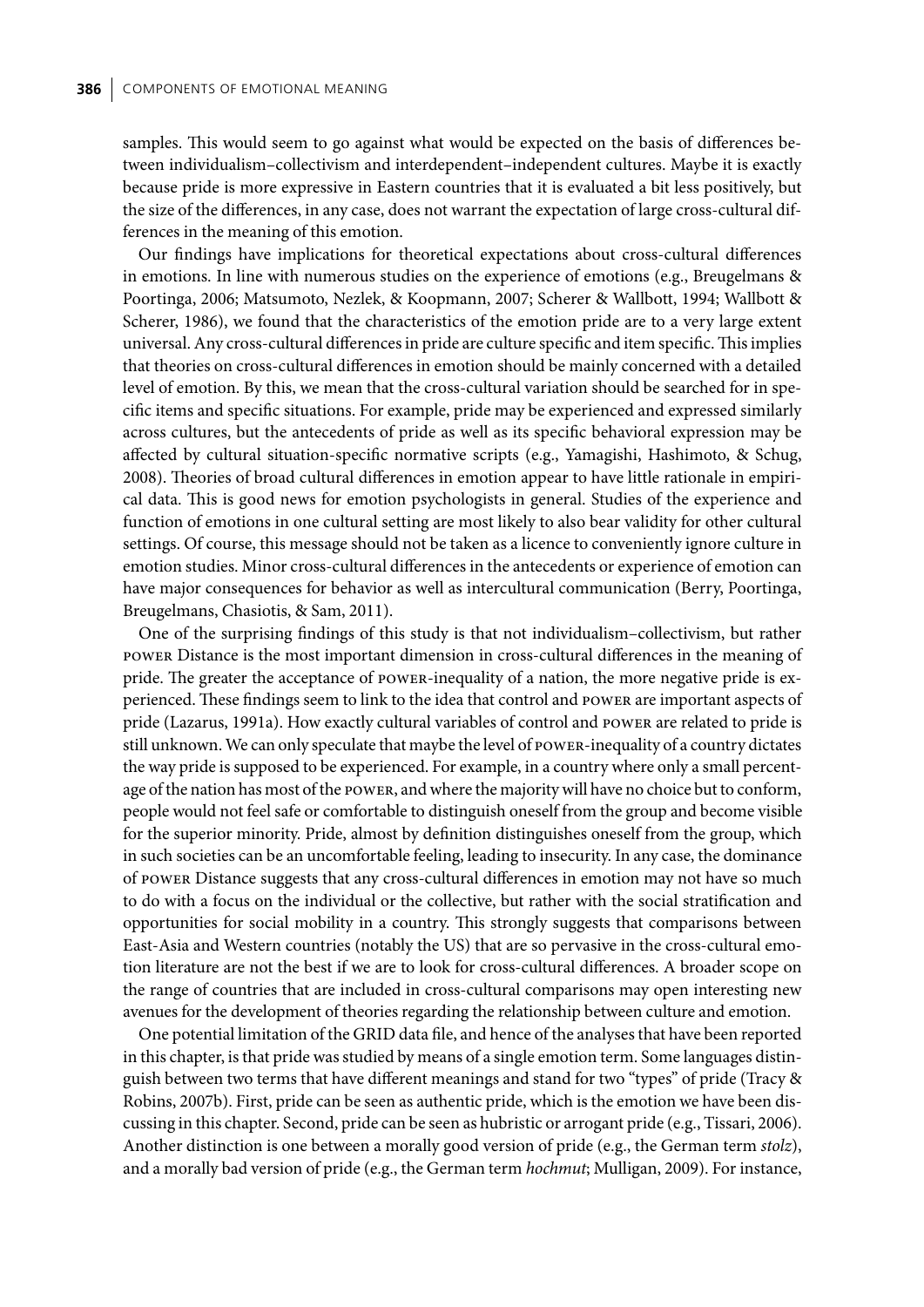samples. This would seem to go against what would be expected on the basis of differences between individualism–collectivism and interdependent–independent cultures. Maybe it is exactly because pride is more expressive in Eastern countries that it is evaluated a bit less positively, but the size of the differences, in any case, does not warrant the expectation of large cross-cultural differences in the meaning of this emotion.

Our findings have implications for theoretical expectations about cross-cultural differences in emotions. In line with numerous studies on the experience of emotions (e.g., Breugelmans & Poortinga, 2006; Matsumoto, Nezlek, & Koopmann, 2007; Scherer & Wallbott, 1994; Wallbott & Scherer, 1986), we found that the characteristics of the emotion pride are to a very large extent universal. Any cross-cultural differences in pride are culture specific and item specific. This implies that theories on cross-cultural differences in emotion should be mainly concerned with a detailed level of emotion. By this, we mean that the cross-cultural variation should be searched for in specific items and specific situations. For example, pride may be experienced and expressed similarly across cultures, but the antecedents of pride as well as its specific behavioral expression may be affected by cultural situation-specific normative scripts (e.g., Yamagishi, Hashimoto, & Schug, 2008). Theories of broad cultural differences in emotion appear to have little rationale in empirical data. This is good news for emotion psychologists in general. Studies of the experience and function of emotions in one cultural setting are most likely to also bear validity for other cultural settings. Of course, this message should not be taken as a licence to conveniently ignore culture in emotion studies. Minor cross-cultural differences in the antecedents or experience of emotion can have major consequences for behavior as well as intercultural communication (Berry, Poortinga, Breugelmans, Chasiotis, & Sam, 2011).

One of the surprising findings of this study is that not individualism–collectivism, but rather POWER Distance is the most important dimension in cross-cultural differences in the meaning of pride. The greater the acceptance of POWER-inequality of a nation, the more negative pride is experienced. These findings seem to link to the idea that control and POWER are important aspects of pride (Lazarus, 1991a). How exactly cultural variables of control and POWER are related to pride is still unknown. We can only speculate that maybe the level of POWER-inequality of a country dictates the way pride is supposed to be experienced. For example, in a country where only a small percentage of the nation has most of the POWER, and where the majority will have no choice but to conform, people would not feel safe or comfortable to distinguish oneself from the group and become visible for the superior minority. Pride, almost by definition distinguishes oneself from the group, which in such societies can be an uncomfortable feeling, leading to insecurity. In any case, the dominance of POWER Distance suggests that any cross-cultural differences in emotion may not have so much to do with a focus on the individual or the collective, but rather with the social stratification and opportunities for social mobility in a country. This strongly suggests that comparisons between East-Asia and Western countries (notably the US) that are so pervasive in the cross-cultural emotion literature are not the best if we are to look for cross-cultural differences. A broader scope on the range of countries that are included in cross-cultural comparisons may open interesting new avenues for the development of theories regarding the relationship between culture and emotion.

One potential limitation of the GRID data file, and hence of the analyses that have been reported in this chapter, is that pride was studied by means of a single emotion term. Some languages distinguish between two terms that have different meanings and stand for two "types" of pride (Tracy & Robins, 2007b). First, pride can be seen as authentic pride, which is the emotion we have been discussing in this chapter. Second, pride can be seen as hubristic or arrogant pride (e.g., Tissari, 2006). Another distinction is one between a morally good version of pride (e.g., the German term *stolz*), and a morally bad version of pride (e.g., the German term *hochmut*; Mulligan, 2009). For instance,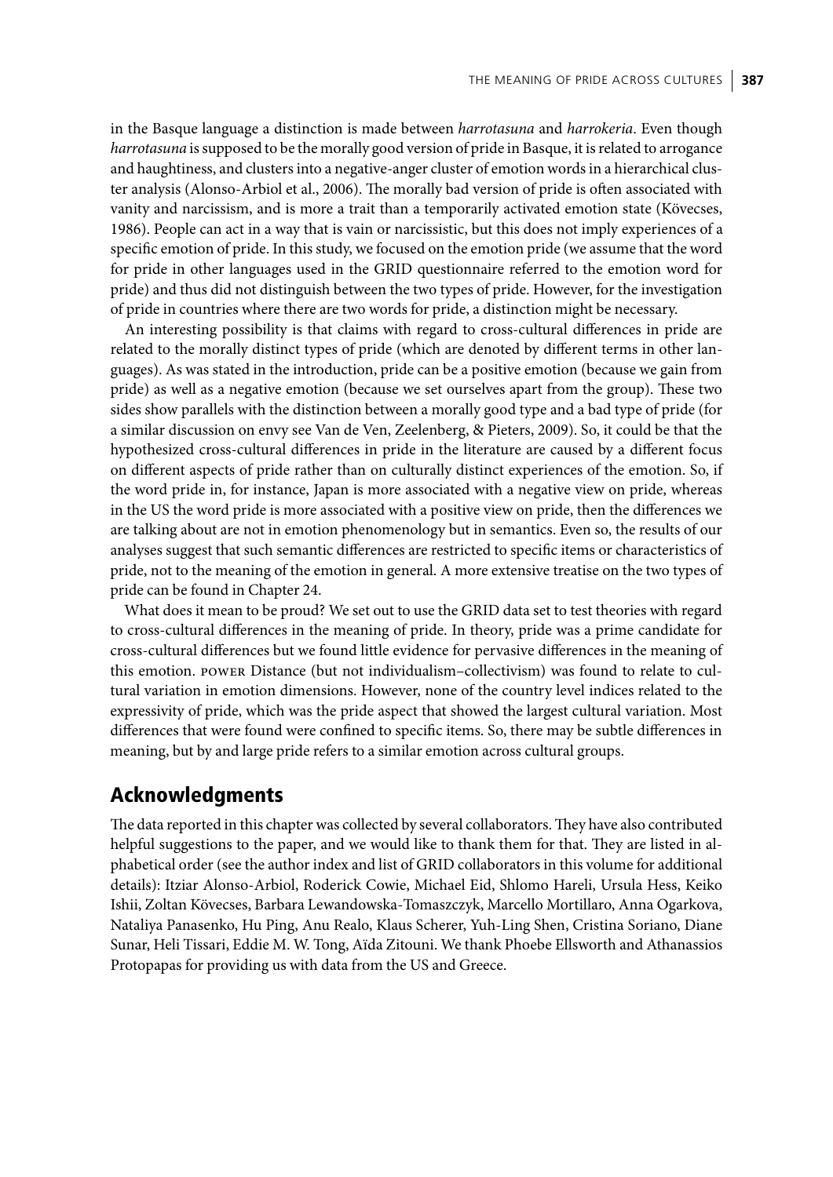in the Basque language a distinction is made between *harrotasuna* and *harrokeria*. Even though *harrotasuna* is supposed to be the morally good version of pride in Basque, it is related to arrogance and haughtiness, and clusters into a negative-anger cluster of emotion words in a hierarchical cluster analysis (Alonso-Arbiol et al., 2006). The morally bad version of pride is often associated with vanity and narcissism, and is more a trait than a temporarily activated emotion state (Kövecses, 1986). People can act in a way that is vain or narcissistic, but this does not imply experiences of a specific emotion of pride. In this study, we focused on the emotion pride (we assume that the word for pride in other languages used in the GRID questionnaire referred to the emotion word for pride) and thus did not distinguish between the two types of pride. However, for the investigation of pride in countries where there are two words for pride, a distinction might be necessary.

An interesting possibility is that claims with regard to cross-cultural differences in pride are related to the morally distinct types of pride (which are denoted by different terms in other languages). As was stated in the introduction, pride can be a positive emotion (because we gain from pride) as well as a negative emotion (because we set ourselves apart from the group). These two sides show parallels with the distinction between a morally good type and a bad type of pride (for a similar discussion on envy see Van de Ven, Zeelenberg, & Pieters, 2009). So, it could be that the hypothesized cross-cultural differences in pride in the literature are caused by a different focus on different aspects of pride rather than on culturally distinct experiences of the emotion. So, if the word pride in, for instance, Japan is more associated with a negative view on pride, whereas in the US the word pride is more associated with a positive view on pride, then the differences we are talking about are not in emotion phenomenology but in semantics. Even so, the results of our analyses suggest that such semantic differences are restricted to specific items or characteristics of pride, not to the meaning of the emotion in general. A more extensive treatise on the two types of pride can be found in Chapter 24.

What does it mean to be proud? We set out to use the GRID data set to test theories with regard to cross-cultural differences in the meaning of pride. In theory, pride was a prime candidate for cross-cultural differences but we found little evidence for pervasive differences in the meaning of this emotion. POWER Distance (but not individualism–collectivism) was found to relate to cultural variation in emotion dimensions. However, none of the country level indices related to the expressivity of pride, which was the pride aspect that showed the largest cultural variation. Most differences that were found were confined to specific items. So, there may be subtle differences in meaning, but by and large pride refers to a similar emotion across cultural groups.

## Acknowledgments

The data reported in this chapter was collected by several collaborators. They have also contributed helpful suggestions to the paper, and we would like to thank them for that. They are listed in alphabetical order (see the author index and list of GRID collaborators in this volume for additional details): Itziar Alonso-Arbiol, Roderick Cowie, Michael Eid, Shlomo Hareli, Ursula Hess, Keiko Ishii, Zoltan Kövecses, Barbara Lewandowska-Tomaszczyk, Marcello Mortillaro, Anna Ogarkova, Nataliya Panasenko, Hu Ping, Anu Realo, Klaus Scherer, Yuh-Ling Shen, Cristina Soriano, Diane Sunar, Heli Tissari, Eddie M. W. Tong, Aïda Zitouni. We thank Phoebe Ellsworth and Athanassios Protopapas for providing us with data from the US and Greece.